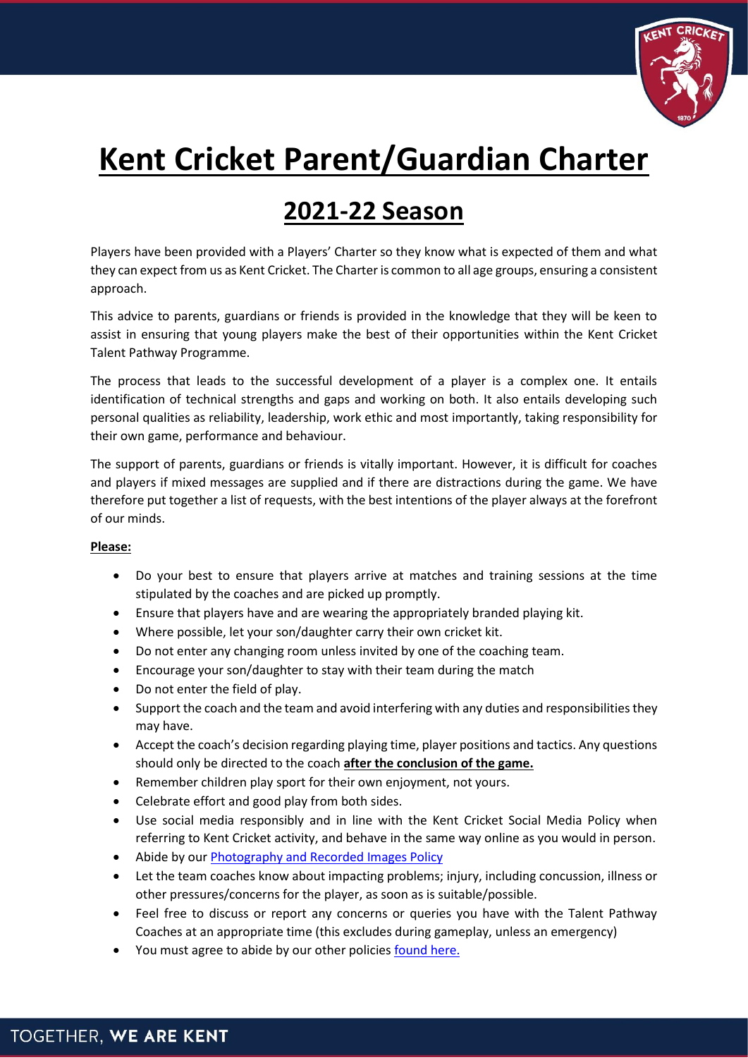# Kent Cricket Parent/Guardian Charter

## 2021-22 Season

Players have been provided with a Players' Charter so they know what is expected of them and what they can expect from us as Kent Cricket. The Charter is common to all age groups, ensuring a consistent approach.

This advice to parents, guardians or friends is provided in the knowledge that they will be keen to assist in ensuring that young players make the best of their opportunities within the Kent Cricket Talent Pathway Programme.

The process that leads to the successful development of a player is a complex one. It entails identification of technical strengths and gaps and working on both. It also entails developing such personal qualities as reliability, leadership, work ethic and most importantly, taking responsibility for their own game, performance and behaviour.

The support of parents, guardians or friends is vitally important. However, it is difficult for coaches and players if mixed messages are supplied and if there are distractions during the game. We have therefore put together a list of requests, with the best intentions of the player always at the forefront of our minds.

**Please:**

- Do your best to ensure that players arrive at matches and training sessions at the time stipulated by the coaches and are picked up promptly.
- Ensure that players have and are wearing the appropriately branded playing kit.
- Where possible, let your son/daughter carry their own cricket kit.
- Do not enter any changing room unless invited by one of the coaching team.
- Encourage your son/daughter to stay with their team during the match
- Do not enter the field of play.
- Support the coach and the team and avoid interfering with any duties and responsibilities they may have.
- Accept the coach's decision regarding playing time, player positions and tactics. Any questions should only be directed to the coach **after the conclusion of the game.**
- Remember children play sport for their own enjoyment, not yours.
- Celebrate effort and good play from both sides.
- Use social media responsibly and in line with the Kent Cricket Social Media Policy when referring to Kent Cricket activity, and behave in the same way online as you would in person.
- Abide by our Photography and Recorded Images Policy
- Let the team coaches know about impacting problems; injury, including concussion, illness or other pressures/concerns for the player, as soon as is suitable/possible.
- Feel free to discuss or report any concerns or queries you have with the Talent Pathway Coaches at an appropriate time (this excludes during gameplay, unless an emergency)
- You must agree to abide by our other policies found here.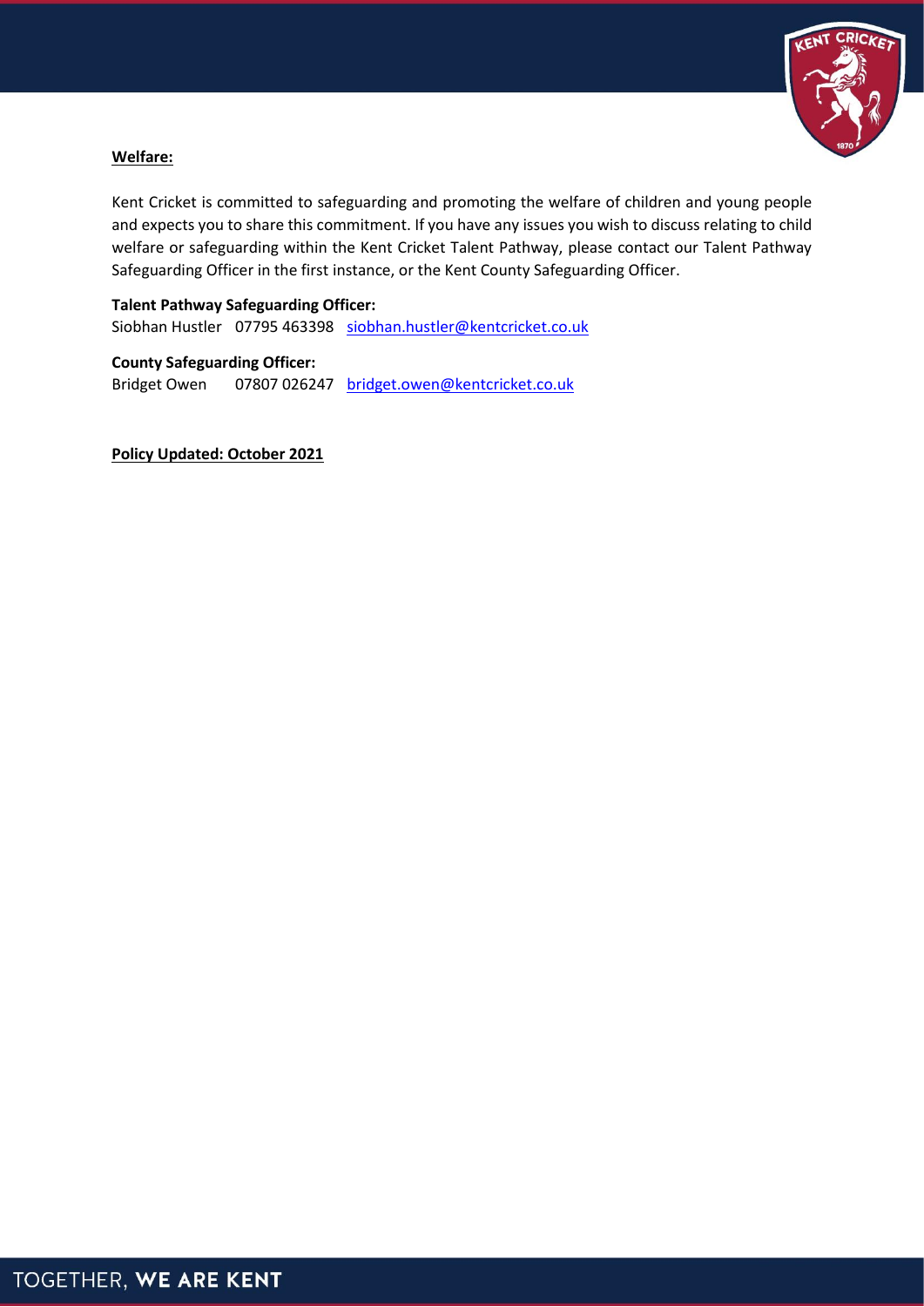**Welfare:**

Kent Cricket is committed to safeguarding and promoting the welfare of children and young people and expects you to share this commitment. If you have any issues you wish to discuss relating to child welfare or safeguarding within the Kent Cricket Talent Pathway, please contact our Talent Pathway Safeguarding Officer in the first instance, or the Kent County Safeguarding Officer.

**Talent Pathway Safeguarding Officer:**
Siobhan Hustler 07795 463398 siobhan.hustler@kentcricket.co.uk

**County Safeguarding Officer:**
Bridget Owen 07807 026247 bridget.owen@kentcricket.co.uk

**Policy Updated: October 2021**

TOGETHER, **WE ARE KENT**